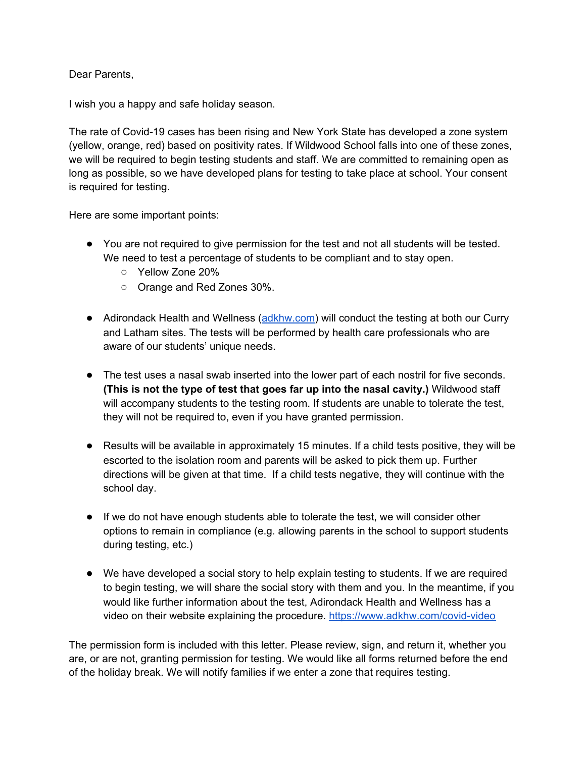Dear Parents,

I wish you a happy and safe holiday season.

The rate of Covid-19 cases has been rising and New York State has developed a zone system (yellow, orange, red) based on positivity rates. If Wildwood School falls into one of these zones, we will be required to begin testing students and staff. We are committed to remaining open as long as possible, so we have developed plans for testing to take place at school. Your consent is required for testing.

Here are some important points:

- You are not required to give permission for the test and not all students will be tested. We need to test a percentage of students to be compliant and to stay open.
  - Yellow Zone 20%
  - Orange and Red Zones 30%.

- Adirondack Health and Wellness ([adkhw.com](adkhw.com)) will conduct the testing at both our Curry and Latham sites. The tests will be performed by health care professionals who are aware of our students' unique needs.

- The test uses a nasal swab inserted into the lower part of each nostril for five seconds. **(This is not the type of test that goes far up into the nasal cavity.)** Wildwood staff will accompany students to the testing room. If students are unable to tolerate the test, they will not be required to, even if you have granted permission.

- Results will be available in approximately 15 minutes. If a child tests positive, they will be escorted to the isolation room and parents will be asked to pick them up. Further directions will be given at that time. If a child tests negative, they will continue with the school day.

- If we do not have enough students able to tolerate the test, we will consider other options to remain in compliance (e.g. allowing parents in the school to support students during testing, etc.)

- We have developed a social story to help explain testing to students. If we are required to begin testing, we will share the social story with them and you. In the meantime, if you would like further information about the test, Adirondack Health and Wellness has a video on their website explaining the procedure. [https://www.adkhw.com/covid-video](https://www.adkhw.com/covid-video)

The permission form is included with this letter. Please review, sign, and return it, whether you are, or are not, granting permission for testing. We would like all forms returned before the end of the holiday break. We will notify families if we enter a zone that requires testing.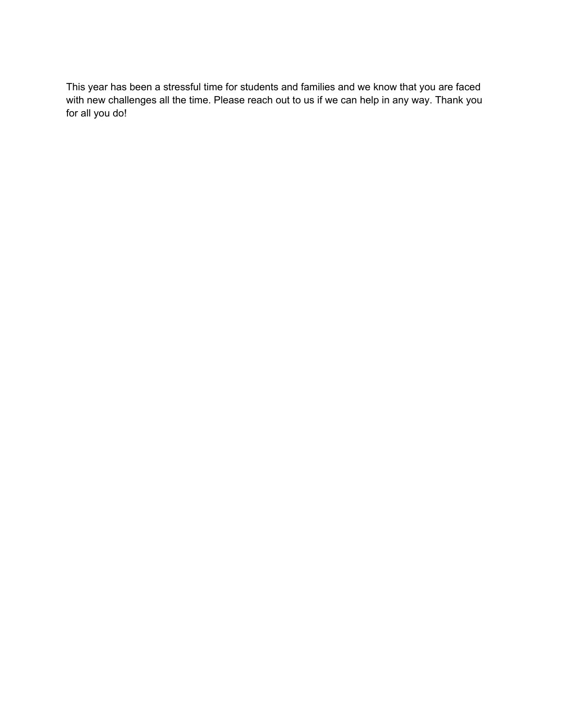This year has been a stressful time for students and families and we know that you are faced with new challenges all the time. Please reach out to us if we can help in any way. Thank you for all you do!